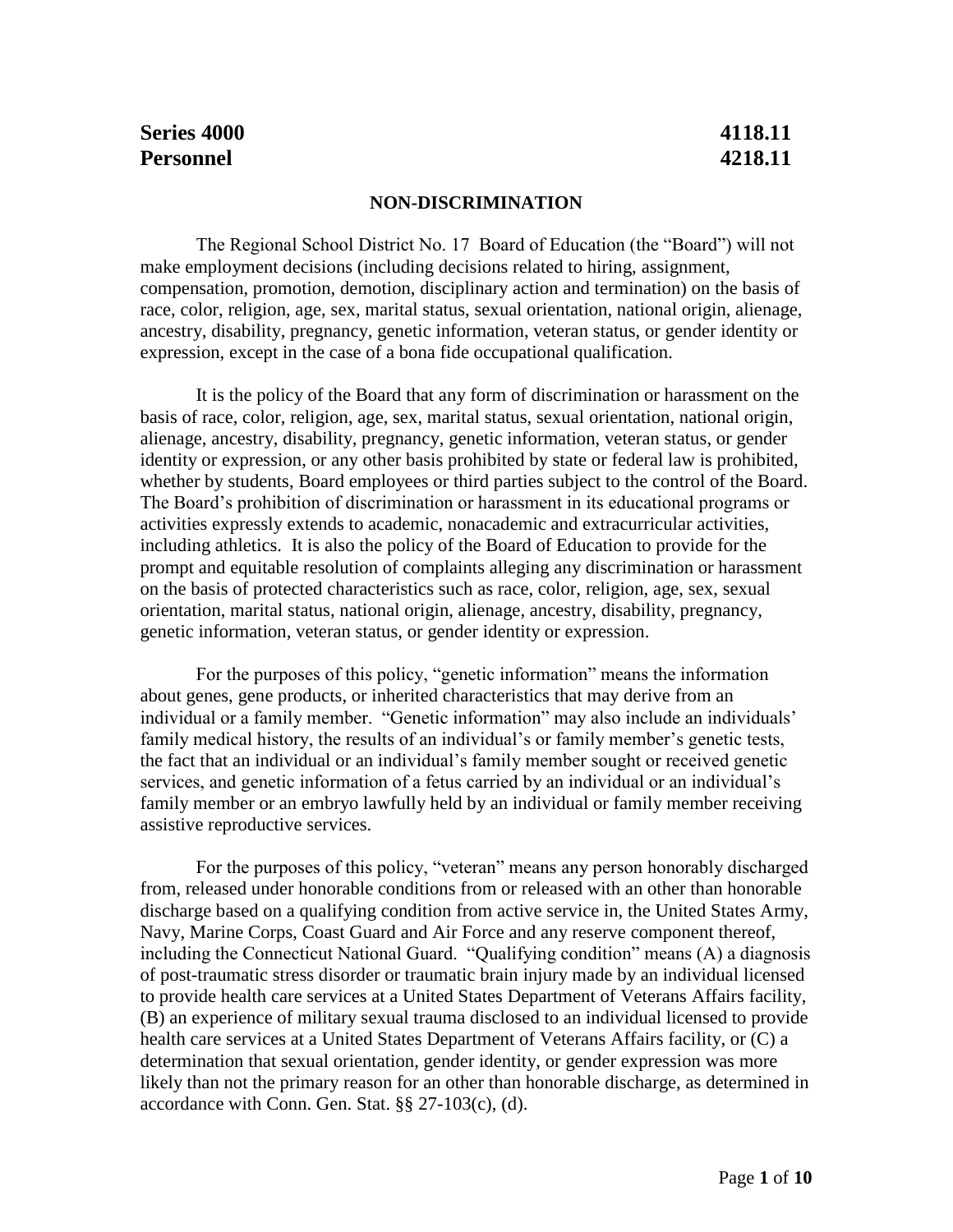**Series 4000** **4118.11**
**Personnel** **4218.11**

## NON-DISCRIMINATION

The Regional School District No. 17 Board of Education (the "Board") will not make employment decisions (including decisions related to hiring, assignment, compensation, promotion, demotion, disciplinary action and termination) on the basis of race, color, religion, age, sex, marital status, sexual orientation, national origin, alienage, ancestry, disability, pregnancy, genetic information, veteran status, or gender identity or expression, except in the case of a bona fide occupational qualification.

It is the policy of the Board that any form of discrimination or harassment on the basis of race, color, religion, age, sex, marital status, sexual orientation, national origin, alienage, ancestry, disability, pregnancy, genetic information, veteran status, or gender identity or expression, or any other basis prohibited by state or federal law is prohibited, whether by students, Board employees or third parties subject to the control of the Board. The Board's prohibition of discrimination or harassment in its educational programs or activities expressly extends to academic, nonacademic and extracurricular activities, including athletics. It is also the policy of the Board of Education to provide for the prompt and equitable resolution of complaints alleging any discrimination or harassment on the basis of protected characteristics such as race, color, religion, age, sex, sexual orientation, marital status, national origin, alienage, ancestry, disability, pregnancy, genetic information, veteran status, or gender identity or expression.

For the purposes of this policy, "genetic information" means the information about genes, gene products, or inherited characteristics that may derive from an individual or a family member. "Genetic information" may also include an individuals' family medical history, the results of an individual's or family member's genetic tests, the fact that an individual or an individual's family member sought or received genetic services, and genetic information of a fetus carried by an individual or an individual's family member or an embryo lawfully held by an individual or family member receiving assistive reproductive services.

For the purposes of this policy, "veteran" means any person honorably discharged from, released under honorable conditions from or released with an other than honorable discharge based on a qualifying condition from active service in, the United States Army, Navy, Marine Corps, Coast Guard and Air Force and any reserve component thereof, including the Connecticut National Guard. "Qualifying condition" means (A) a diagnosis of post-traumatic stress disorder or traumatic brain injury made by an individual licensed to provide health care services at a United States Department of Veterans Affairs facility, (B) an experience of military sexual trauma disclosed to an individual licensed to provide health care services at a United States Department of Veterans Affairs facility, or (C) a determination that sexual orientation, gender identity, or gender expression was more likely than not the primary reason for an other than honorable discharge, as determined in accordance with Conn. Gen. Stat. §§ 27-103(c), (d).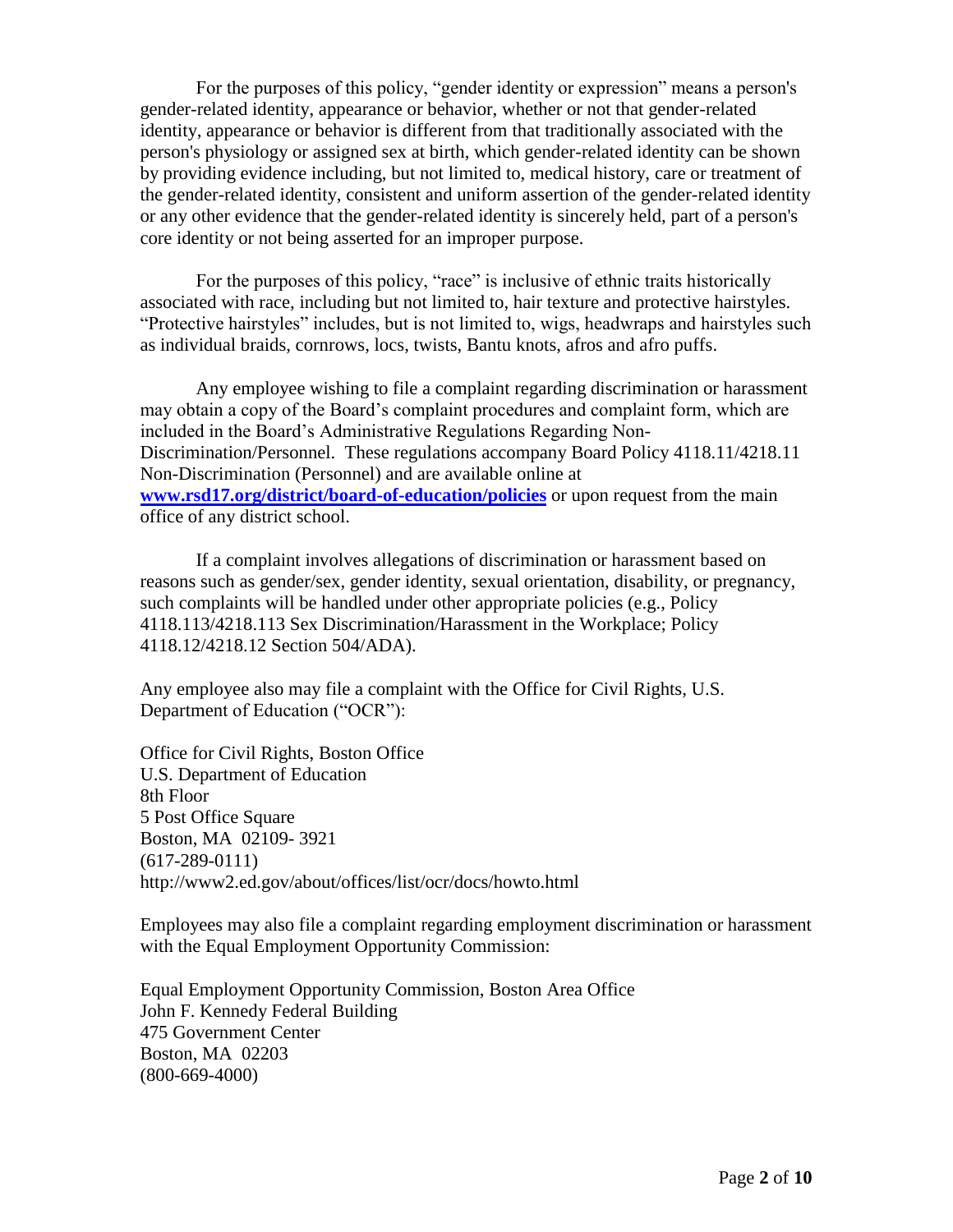For the purposes of this policy, "gender identity or expression" means a person's gender-related identity, appearance or behavior, whether or not that gender-related identity, appearance or behavior is different from that traditionally associated with the person's physiology or assigned sex at birth, which gender-related identity can be shown by providing evidence including, but not limited to, medical history, care or treatment of the gender-related identity, consistent and uniform assertion of the gender-related identity or any other evidence that the gender-related identity is sincerely held, part of a person's core identity or not being asserted for an improper purpose.

For the purposes of this policy, "race" is inclusive of ethnic traits historically associated with race, including but not limited to, hair texture and protective hairstyles. "Protective hairstyles" includes, but is not limited to, wigs, headwraps and hairstyles such as individual braids, cornrows, locs, twists, Bantu knots, afros and afro puffs.

Any employee wishing to file a complaint regarding discrimination or harassment may obtain a copy of the Board's complaint procedures and complaint form, which are included in the Board's Administrative Regulations Regarding Non-Discrimination/Personnel. These regulations accompany Board Policy 4118.11/4218.11 Non-Discrimination (Personnel) and are available online at **[www.rsd17.org/district/board-of-education/policies](www.rsd17.org/district/board-of-education/policies)** or upon request from the main office of any district school.

If a complaint involves allegations of discrimination or harassment based on reasons such as gender/sex, gender identity, sexual orientation, disability, or pregnancy, such complaints will be handled under other appropriate policies (e.g., Policy 4118.113/4218.113 Sex Discrimination/Harassment in the Workplace; Policy 4118.12/4218.12 Section 504/ADA).

Any employee also may file a complaint with the Office for Civil Rights, U.S. Department of Education ("OCR"):

Office for Civil Rights, Boston Office
U.S. Department of Education
8th Floor
5 Post Office Square
Boston, MA 02109- 3921
(617-289-0111)
http://www2.ed.gov/about/offices/list/ocr/docs/howto.html

Employees may also file a complaint regarding employment discrimination or harassment with the Equal Employment Opportunity Commission:

Equal Employment Opportunity Commission, Boston Area Office
John F. Kennedy Federal Building
475 Government Center
Boston, MA 02203
(800-669-4000)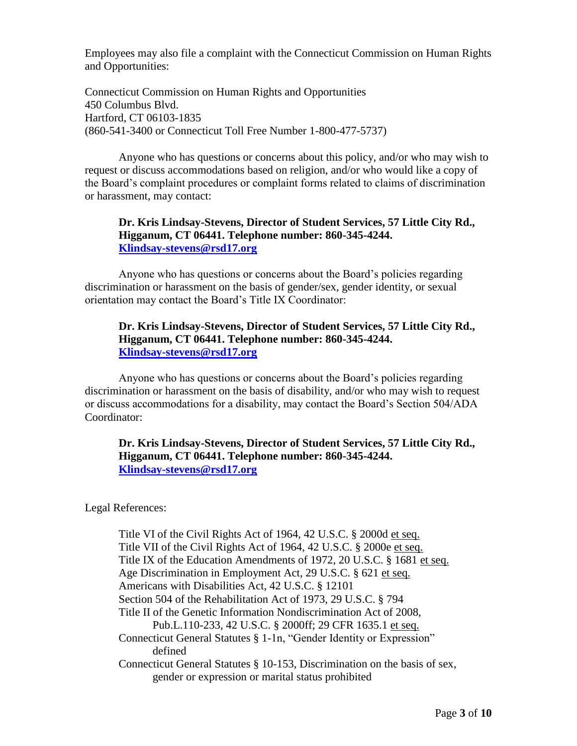Employees may also file a complaint with the Connecticut Commission on Human Rights and Opportunities:

Connecticut Commission on Human Rights and Opportunities
450 Columbus Blvd.
Hartford, CT 06103-1835
(860-541-3400 or Connecticut Toll Free Number 1-800-477-5737)

Anyone who has questions or concerns about this policy, and/or who may wish to request or discuss accommodations based on religion, and/or who would like a copy of the Board's complaint procedures or complaint forms related to claims of discrimination or harassment, may contact:

> **Dr. Kris Lindsay-Stevens, Director of Student Services, 57 Little City Rd., Higganum, CT 06441. Telephone number: 860-345-4244. Klindsay-stevens@rsd17.org**

Anyone who has questions or concerns about the Board's policies regarding discrimination or harassment on the basis of gender/sex, gender identity, or sexual orientation may contact the Board's Title IX Coordinator:

> **Dr. Kris Lindsay-Stevens, Director of Student Services, 57 Little City Rd., Higganum, CT 06441. Telephone number: 860-345-4244. Klindsay-stevens@rsd17.org**

Anyone who has questions or concerns about the Board's policies regarding discrimination or harassment on the basis of disability, and/or who may wish to request or discuss accommodations for a disability, may contact the Board's Section 504/ADA Coordinator:

> **Dr. Kris Lindsay-Stevens, Director of Student Services, 57 Little City Rd., Higganum, CT 06441. Telephone number: 860-345-4244. Klindsay-stevens@rsd17.org**

Legal References:

- Title VI of the Civil Rights Act of 1964, 42 U.S.C. § 2000d et seq.
- Title VII of the Civil Rights Act of 1964, 42 U.S.C. § 2000e et seq.
- Title IX of the Education Amendments of 1972, 20 U.S.C. § 1681 et seq.
- Age Discrimination in Employment Act, 29 U.S.C. § 621 et seq.
- Americans with Disabilities Act, 42 U.S.C. § 12101
- Section 504 of the Rehabilitation Act of 1973, 29 U.S.C. § 794
- Title II of the Genetic Information Nondiscrimination Act of 2008, Pub.L.110-233, 42 U.S.C. § 2000ff; 29 CFR 1635.1 et seq.
- Connecticut General Statutes § 1-1n, "Gender Identity or Expression" defined
- Connecticut General Statutes § 10-153, Discrimination on the basis of sex, gender or expression or marital status prohibited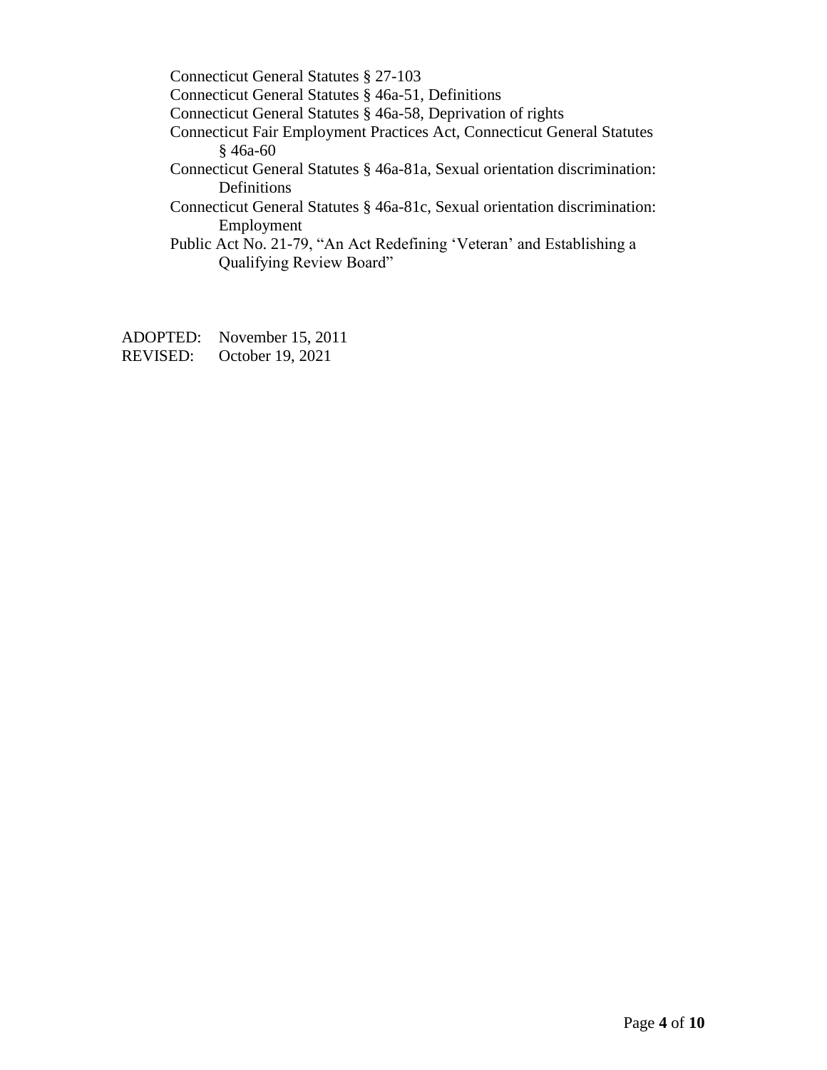Connecticut General Statutes § 27-103
Connecticut General Statutes § 46a-51, Definitions
Connecticut General Statutes § 46a-58, Deprivation of rights
Connecticut Fair Employment Practices Act, Connecticut General Statutes § 46a-60
Connecticut General Statutes § 46a-81a, Sexual orientation discrimination: Definitions
Connecticut General Statutes § 46a-81c, Sexual orientation discrimination: Employment
Public Act No. 21-79, "An Act Redefining 'Veteran' and Establishing a Qualifying Review Board"

ADOPTED: November 15, 2011
REVISED: October 19, 2021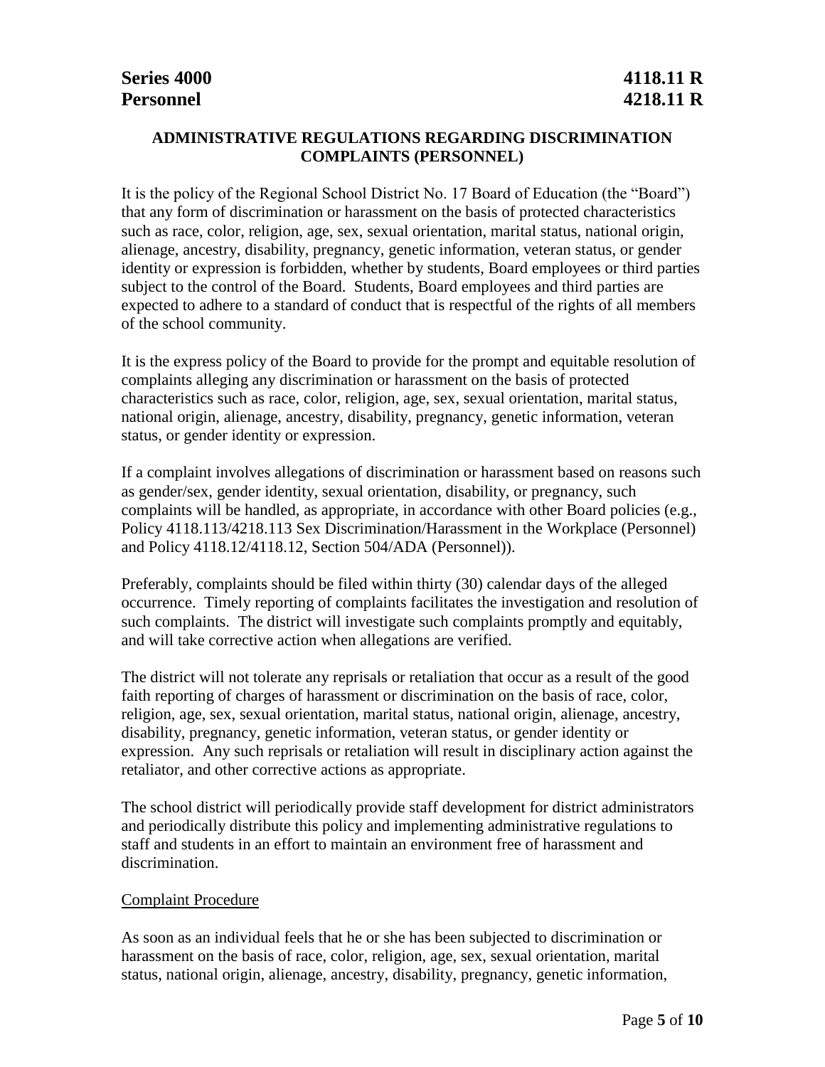**Series 4000 4118.11 R**
**Personnel 4218.11 R**

## ADMINISTRATIVE REGULATIONS REGARDING DISCRIMINATION COMPLAINTS (PERSONNEL)

It is the policy of the Regional School District No. 17 Board of Education (the "Board") that any form of discrimination or harassment on the basis of protected characteristics such as race, color, religion, age, sex, sexual orientation, marital status, national origin, alienage, ancestry, disability, pregnancy, genetic information, veteran status, or gender identity or expression is forbidden, whether by students, Board employees or third parties subject to the control of the Board. Students, Board employees and third parties are expected to adhere to a standard of conduct that is respectful of the rights of all members of the school community.

It is the express policy of the Board to provide for the prompt and equitable resolution of complaints alleging any discrimination or harassment on the basis of protected characteristics such as race, color, religion, age, sex, sexual orientation, marital status, national origin, alienage, ancestry, disability, pregnancy, genetic information, veteran status, or gender identity or expression.

If a complaint involves allegations of discrimination or harassment based on reasons such as gender/sex, gender identity, sexual orientation, disability, or pregnancy, such complaints will be handled, as appropriate, in accordance with other Board policies (e.g., Policy 4118.113/4218.113 Sex Discrimination/Harassment in the Workplace (Personnel) and Policy 4118.12/4118.12, Section 504/ADA (Personnel)).

Preferably, complaints should be filed within thirty (30) calendar days of the alleged occurrence. Timely reporting of complaints facilitates the investigation and resolution of such complaints. The district will investigate such complaints promptly and equitably, and will take corrective action when allegations are verified.

The district will not tolerate any reprisals or retaliation that occur as a result of the good faith reporting of charges of harassment or discrimination on the basis of race, color, religion, age, sex, sexual orientation, marital status, national origin, alienage, ancestry, disability, pregnancy, genetic information, veteran status, or gender identity or expression. Any such reprisals or retaliation will result in disciplinary action against the retaliator, and other corrective actions as appropriate.

The school district will periodically provide staff development for district administrators and periodically distribute this policy and implementing administrative regulations to staff and students in an effort to maintain an environment free of harassment and discrimination.

<u>Complaint Procedure</u>

As soon as an individual feels that he or she has been subjected to discrimination or harassment on the basis of race, color, religion, age, sex, sexual orientation, marital status, national origin, alienage, ancestry, disability, pregnancy, genetic information,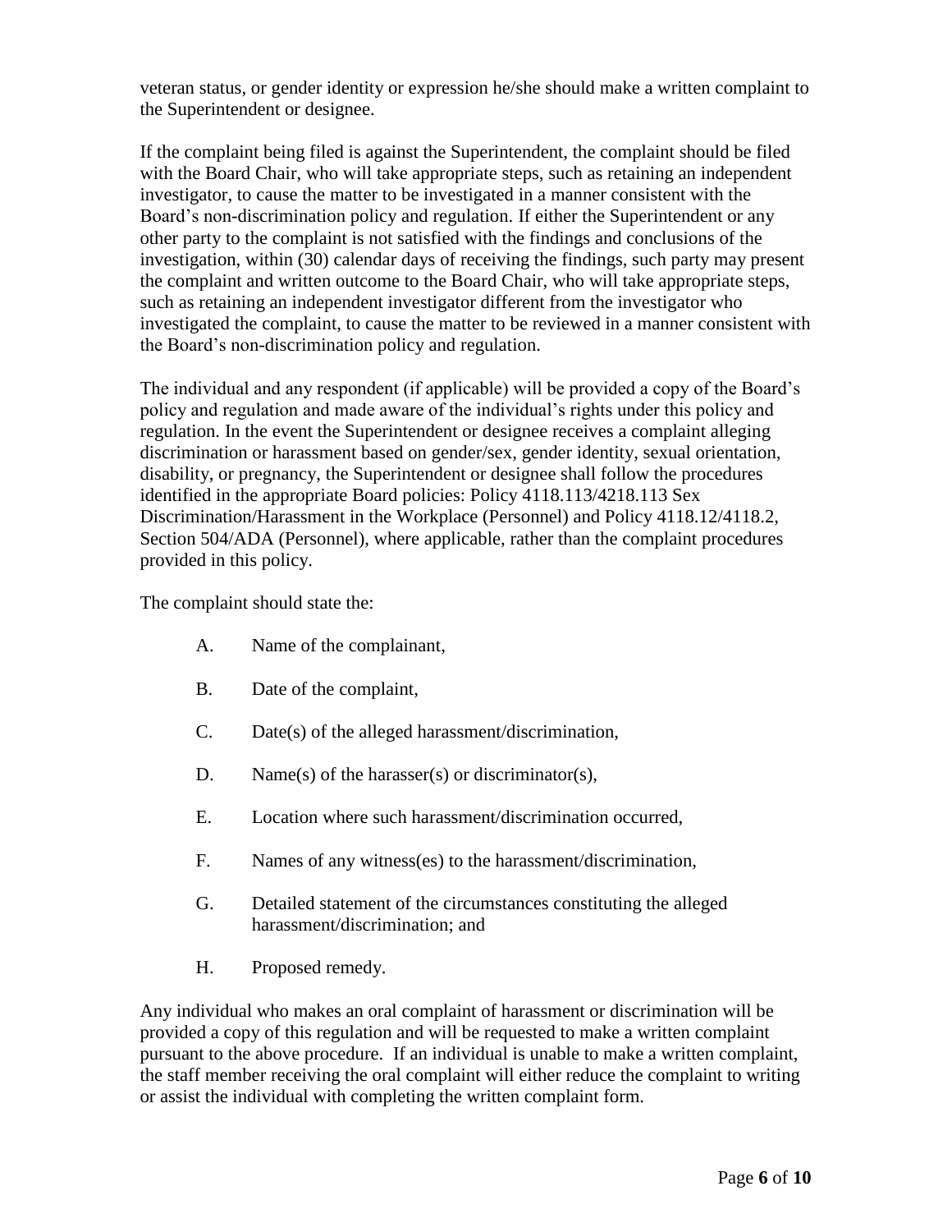veteran status, or gender identity or expression he/she should make a written complaint to the Superintendent or designee.

If the complaint being filed is against the Superintendent, the complaint should be filed with the Board Chair, who will take appropriate steps, such as retaining an independent investigator, to cause the matter to be investigated in a manner consistent with the Board's non-discrimination policy and regulation. If either the Superintendent or any other party to the complaint is not satisfied with the findings and conclusions of the investigation, within (30) calendar days of receiving the findings, such party may present the complaint and written outcome to the Board Chair, who will take appropriate steps, such as retaining an independent investigator different from the investigator who investigated the complaint, to cause the matter to be reviewed in a manner consistent with the Board's non-discrimination policy and regulation.

The individual and any respondent (if applicable) will be provided a copy of the Board's policy and regulation and made aware of the individual's rights under this policy and regulation. In the event the Superintendent or designee receives a complaint alleging discrimination or harassment based on gender/sex, gender identity, sexual orientation, disability, or pregnancy, the Superintendent or designee shall follow the procedures identified in the appropriate Board policies: Policy 4118.113/4218.113 Sex Discrimination/Harassment in the Workplace (Personnel) and Policy 4118.12/4118.2, Section 504/ADA (Personnel), where applicable, rather than the complaint procedures provided in this policy.

The complaint should state the:

A. Name of the complainant,

B. Date of the complaint,

C. Date(s) of the alleged harassment/discrimination,

D. Name(s) of the harasser(s) or discriminator(s),

E. Location where such harassment/discrimination occurred,

F. Names of any witness(es) to the harassment/discrimination,

G. Detailed statement of the circumstances constituting the alleged harassment/discrimination; and

H. Proposed remedy.

Any individual who makes an oral complaint of harassment or discrimination will be provided a copy of this regulation and will be requested to make a written complaint pursuant to the above procedure. If an individual is unable to make a written complaint, the staff member receiving the oral complaint will either reduce the complaint to writing or assist the individual with completing the written complaint form.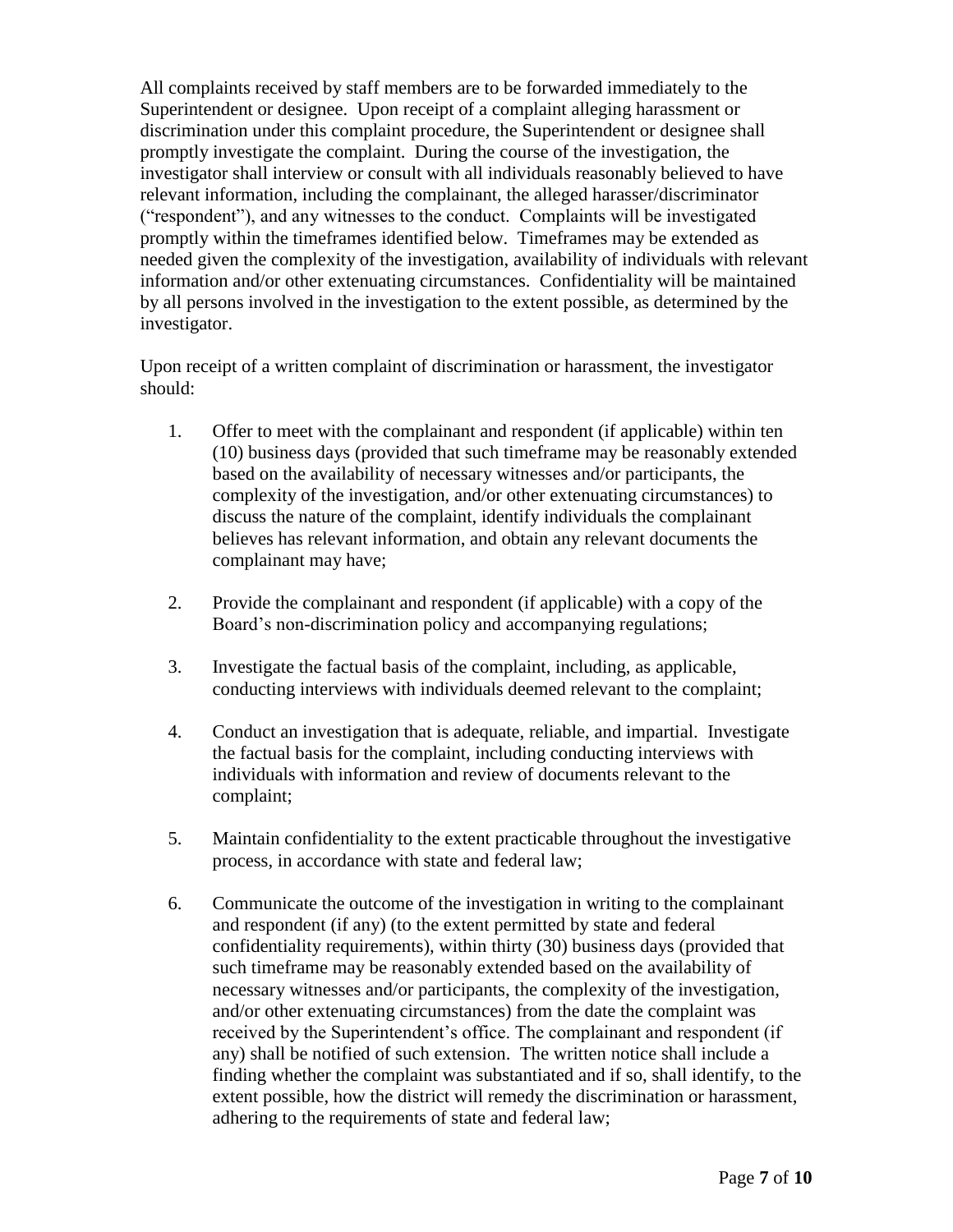All complaints received by staff members are to be forwarded immediately to the Superintendent or designee. Upon receipt of a complaint alleging harassment or discrimination under this complaint procedure, the Superintendent or designee shall promptly investigate the complaint. During the course of the investigation, the investigator shall interview or consult with all individuals reasonably believed to have relevant information, including the complainant, the alleged harasser/discriminator ("respondent"), and any witnesses to the conduct. Complaints will be investigated promptly within the timeframes identified below. Timeframes may be extended as needed given the complexity of the investigation, availability of individuals with relevant information and/or other extenuating circumstances. Confidentiality will be maintained by all persons involved in the investigation to the extent possible, as determined by the investigator.

Upon receipt of a written complaint of discrimination or harassment, the investigator should:

1. Offer to meet with the complainant and respondent (if applicable) within ten (10) business days (provided that such timeframe may be reasonably extended based on the availability of necessary witnesses and/or participants, the complexity of the investigation, and/or other extenuating circumstances) to discuss the nature of the complaint, identify individuals the complainant believes has relevant information, and obtain any relevant documents the complainant may have;

2. Provide the complainant and respondent (if applicable) with a copy of the Board's non-discrimination policy and accompanying regulations;

3. Investigate the factual basis of the complaint, including, as applicable, conducting interviews with individuals deemed relevant to the complaint;

4. Conduct an investigation that is adequate, reliable, and impartial. Investigate the factual basis for the complaint, including conducting interviews with individuals with information and review of documents relevant to the complaint;

5. Maintain confidentiality to the extent practicable throughout the investigative process, in accordance with state and federal law;

6. Communicate the outcome of the investigation in writing to the complainant and respondent (if any) (to the extent permitted by state and federal confidentiality requirements), within thirty (30) business days (provided that such timeframe may be reasonably extended based on the availability of necessary witnesses and/or participants, the complexity of the investigation, and/or other extenuating circumstances) from the date the complaint was received by the Superintendent's office. The complainant and respondent (if any) shall be notified of such extension. The written notice shall include a finding whether the complaint was substantiated and if so, shall identify, to the extent possible, how the district will remedy the discrimination or harassment, adhering to the requirements of state and federal law;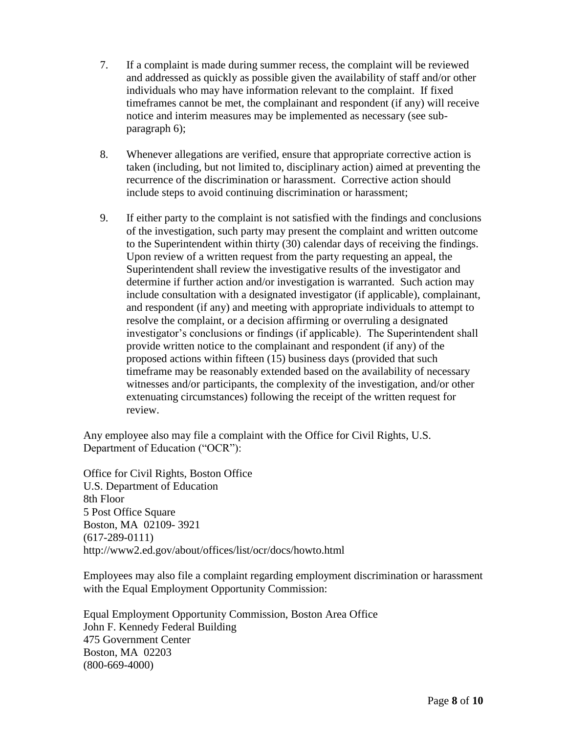7. If a complaint is made during summer recess, the complaint will be reviewed and addressed as quickly as possible given the availability of staff and/or other individuals who may have information relevant to the complaint. If fixed timeframes cannot be met, the complainant and respondent (if any) will receive notice and interim measures may be implemented as necessary (see sub-paragraph 6);

8. Whenever allegations are verified, ensure that appropriate corrective action is taken (including, but not limited to, disciplinary action) aimed at preventing the recurrence of the discrimination or harassment. Corrective action should include steps to avoid continuing discrimination or harassment;

9. If either party to the complaint is not satisfied with the findings and conclusions of the investigation, such party may present the complaint and written outcome to the Superintendent within thirty (30) calendar days of receiving the findings. Upon review of a written request from the party requesting an appeal, the Superintendent shall review the investigative results of the investigator and determine if further action and/or investigation is warranted. Such action may include consultation with a designated investigator (if applicable), complainant, and respondent (if any) and meeting with appropriate individuals to attempt to resolve the complaint, or a decision affirming or overruling a designated investigator's conclusions or findings (if applicable). The Superintendent shall provide written notice to the complainant and respondent (if any) of the proposed actions within fifteen (15) business days (provided that such timeframe may be reasonably extended based on the availability of necessary witnesses and/or participants, the complexity of the investigation, and/or other extenuating circumstances) following the receipt of the written request for review.

Any employee also may file a complaint with the Office for Civil Rights, U.S. Department of Education ("OCR"):

Office for Civil Rights, Boston Office
U.S. Department of Education
8th Floor
5 Post Office Square
Boston, MA 02109- 3921
(617-289-0111)
http://www2.ed.gov/about/offices/list/ocr/docs/howto.html

Employees may also file a complaint regarding employment discrimination or harassment with the Equal Employment Opportunity Commission:

Equal Employment Opportunity Commission, Boston Area Office
John F. Kennedy Federal Building
475 Government Center
Boston, MA 02203
(800-669-4000)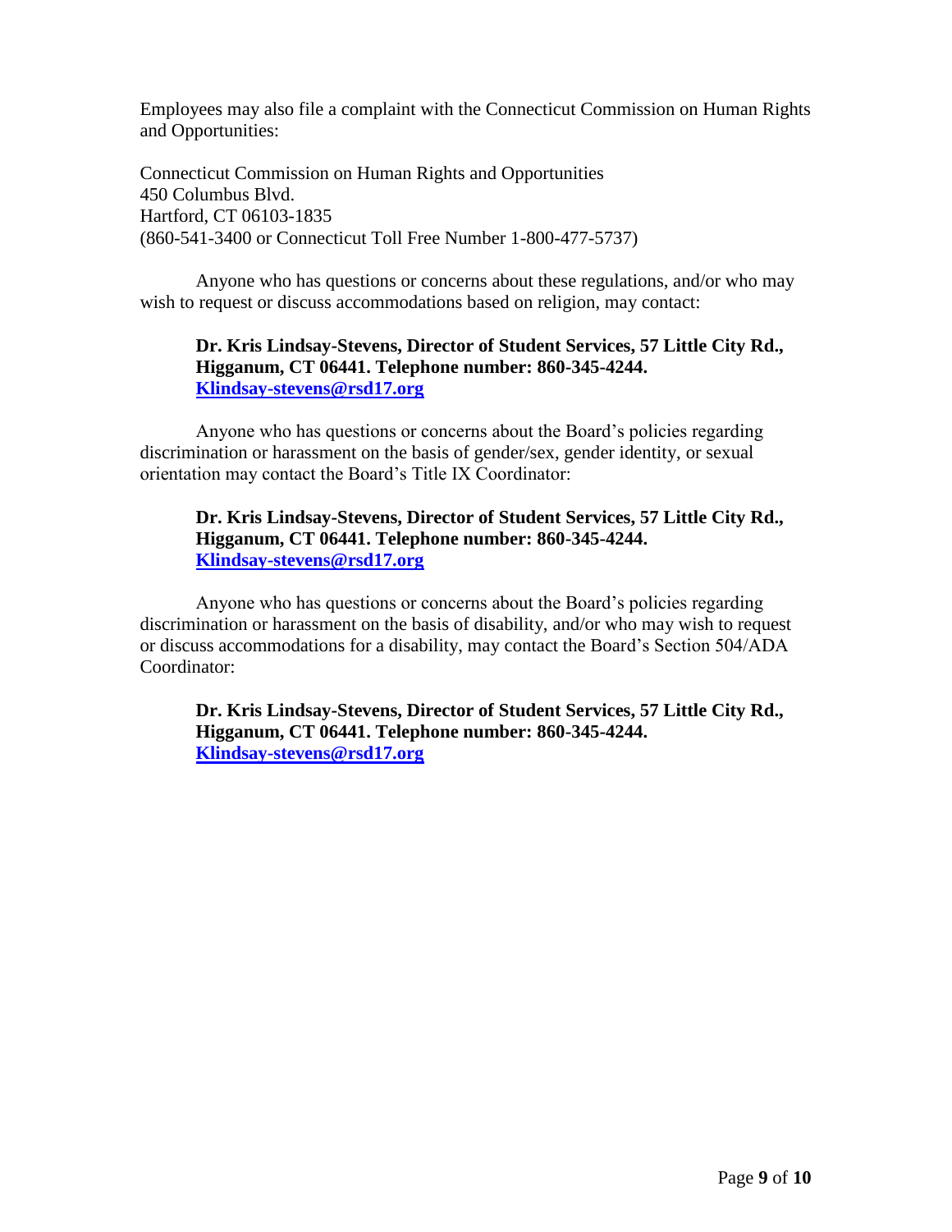Employees may also file a complaint with the Connecticut Commission on Human Rights and Opportunities:

Connecticut Commission on Human Rights and Opportunities
450 Columbus Blvd.
Hartford, CT 06103-1835
(860-541-3400 or Connecticut Toll Free Number 1-800-477-5737)

Anyone who has questions or concerns about these regulations, and/or who may wish to request or discuss accommodations based on religion, may contact:

> **Dr. Kris Lindsay-Stevens, Director of Student Services, 57 Little City Rd., Higganum, CT 06441. Telephone number: 860-345-4244. Klindsay-stevens@rsd17.org**

Anyone who has questions or concerns about the Board's policies regarding discrimination or harassment on the basis of gender/sex, gender identity, or sexual orientation may contact the Board's Title IX Coordinator:

> **Dr. Kris Lindsay-Stevens, Director of Student Services, 57 Little City Rd., Higganum, CT 06441. Telephone number: 860-345-4244. Klindsay-stevens@rsd17.org**

Anyone who has questions or concerns about the Board's policies regarding discrimination or harassment on the basis of disability, and/or who may wish to request or discuss accommodations for a disability, may contact the Board's Section 504/ADA Coordinator:

> **Dr. Kris Lindsay-Stevens, Director of Student Services, 57 Little City Rd., Higganum, CT 06441. Telephone number: 860-345-4244. Klindsay-stevens@rsd17.org**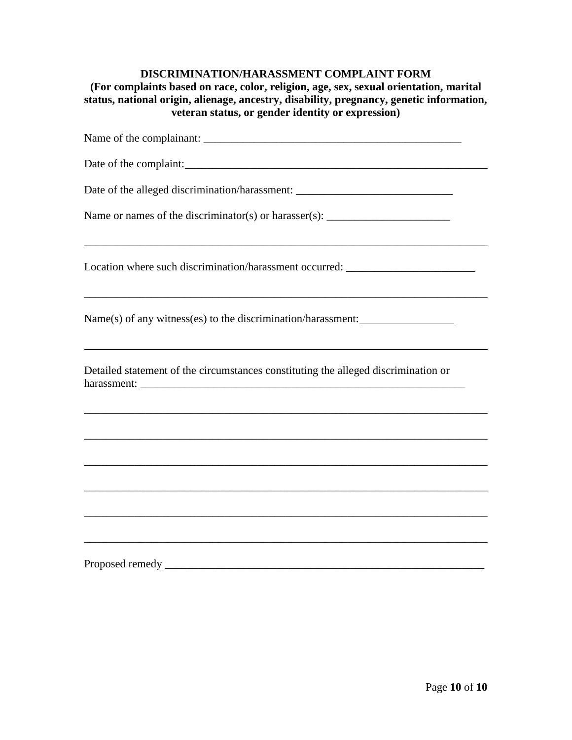**DISCRIMINATION/HARASSMENT COMPLAINT FORM**
**(For complaints based on race, color, religion, age, sex, sexual orientation, marital status, national origin, alienage, ancestry, disability, pregnancy, genetic information, veteran status, or gender identity or expression)**

Name of the complainant: _______________________________________________

Date of the complaint:________________________________________________________

Date of the alleged discrimination/harassment: ____________________________

Name or names of the discriminator(s) or harasser(s): ______________________

___________________________________________________________________________

Location where such discrimination/harassment occurred: _______________________

___________________________________________________________________________

Name(s) of any witness(es) to the discrimination/harassment: _________________

___________________________________________________________________________

Detailed statement of the circumstances constituting the alleged discrimination or harassment: ____________________________________________________________

___________________________________________________________________________

___________________________________________________________________________

___________________________________________________________________________

___________________________________________________________________________

___________________________________________________________________________

___________________________________________________________________________

Proposed remedy ___________________________________________________________